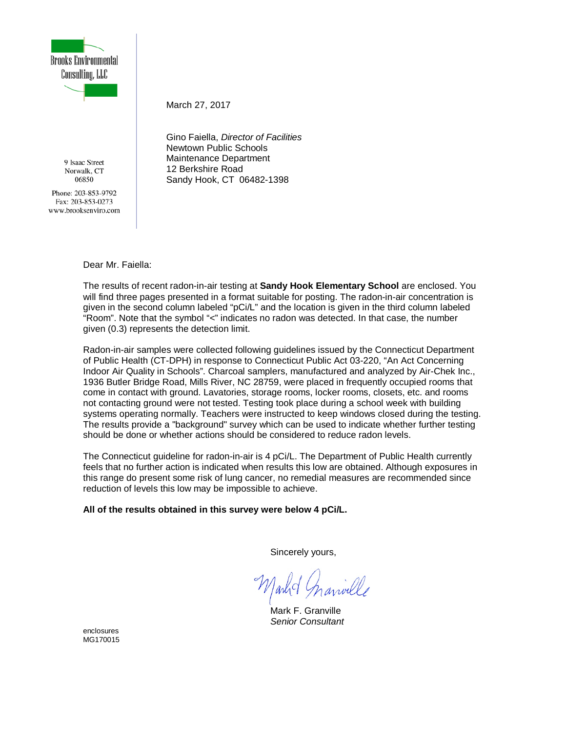Brooks Environmental Consulting, LLC

9 Isaac Street
Norwalk, CT
06850

Phone: 203-853-9792
Fax: 203-853-0273
www.brooksenviro.com

March 27, 2017

Gino Faiella, *Director of Facilities*
Newtown Public Schools
Maintenance Department
12 Berkshire Road
Sandy Hook, CT 06482-1398

Dear Mr. Faiella:

The results of recent radon-in-air testing at **Sandy Hook Elementary School** are enclosed. You will find three pages presented in a format suitable for posting. The radon-in-air concentration is given in the second column labeled "pCi/L" and the location is given in the third column labeled "Room". Note that the symbol "<" indicates no radon was detected. In that case, the number given (0.3) represents the detection limit.

Radon-in-air samples were collected following guidelines issued by the Connecticut Department of Public Health (CT-DPH) in response to Connecticut Public Act 03-220, "An Act Concerning Indoor Air Quality in Schools". Charcoal samplers, manufactured and analyzed by Air-Chek Inc., 1936 Butler Bridge Road, Mills River, NC 28759, were placed in frequently occupied rooms that come in contact with ground. Lavatories, storage rooms, locker rooms, closets, etc. and rooms not contacting ground were not tested. Testing took place during a school week with building systems operating normally. Teachers were instructed to keep windows closed during the testing. The results provide a "background" survey which can be used to indicate whether further testing should be done or whether actions should be considered to reduce radon levels.

The Connecticut guideline for radon-in-air is 4 pCi/L. The Department of Public Health currently feels that no further action is indicated when results this low are obtained. Although exposures in this range do present some risk of lung cancer, no remedial measures are recommended since reduction of levels this low may be impossible to achieve.

**All of the results obtained in this survey were below 4 pCi/L.**

Sincerely yours,

Mark F. Granville
*Senior Consultant*

enclosures
MG170015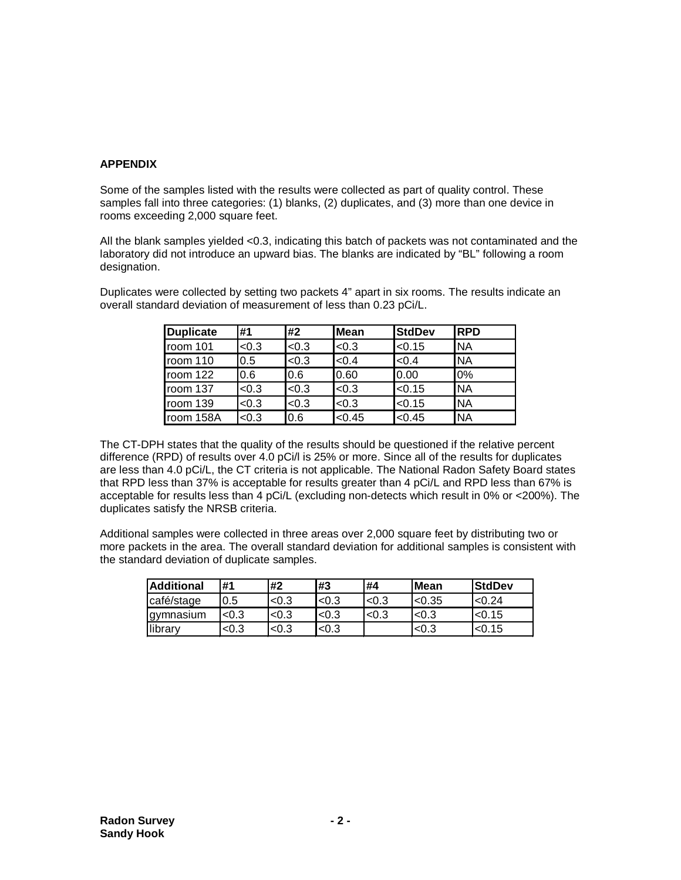## APPENDIX

Some of the samples listed with the results were collected as part of quality control. These samples fall into three categories: (1) blanks, (2) duplicates, and (3) more than one device in rooms exceeding 2,000 square feet.

All the blank samples yielded <0.3, indicating this batch of packets was not contaminated and the laboratory did not introduce an upward bias. The blanks are indicated by "BL" following a room designation.

Duplicates were collected by setting two packets 4" apart in six rooms. The results indicate an overall standard deviation of measurement of less than 0.23 pCi/L.

| Duplicate | #1 | #2 | Mean | StdDev | RPD |
|---|---|---|---|---|---|
| room 101 | <0.3 | <0.3 | <0.3 | <0.15 | NA |
| room 110 | 0.5 | <0.3 | <0.4 | <0.4 | NA |
| room 122 | 0.6 | 0.6 | 0.60 | 0.00 | 0% |
| room 137 | <0.3 | <0.3 | <0.3 | <0.15 | NA |
| room 139 | <0.3 | <0.3 | <0.3 | <0.15 | NA |
| room 158A | <0.3 | 0.6 | <0.45 | <0.45 | NA |

The CT-DPH states that the quality of the results should be questioned if the relative percent difference (RPD) of results over 4.0 pCi/l is 25% or more. Since all of the results for duplicates are less than 4.0 pCi/L, the CT criteria is not applicable. The National Radon Safety Board states that RPD less than 37% is acceptable for results greater than 4 pCi/L and RPD less than 67% is acceptable for results less than 4 pCi/L (excluding non-detects which result in 0% or <200%). The duplicates satisfy the NRSB criteria.

Additional samples were collected in three areas over 2,000 square feet by distributing two or more packets in the area. The overall standard deviation for additional samples is consistent with the standard deviation of duplicate samples.

| Additional | #1 | #2 | #3 | #4 | Mean | StdDev |
|---|---|---|---|---|---|---|
| café/stage | 0.5 | <0.3 | <0.3 | <0.3 | <0.35 | <0.24 |
| gymnasium | <0.3 | <0.3 | <0.3 | <0.3 | <0.3 | <0.15 |
| library | <0.3 | <0.3 | <0.3 | | <0.3 | <0.15 |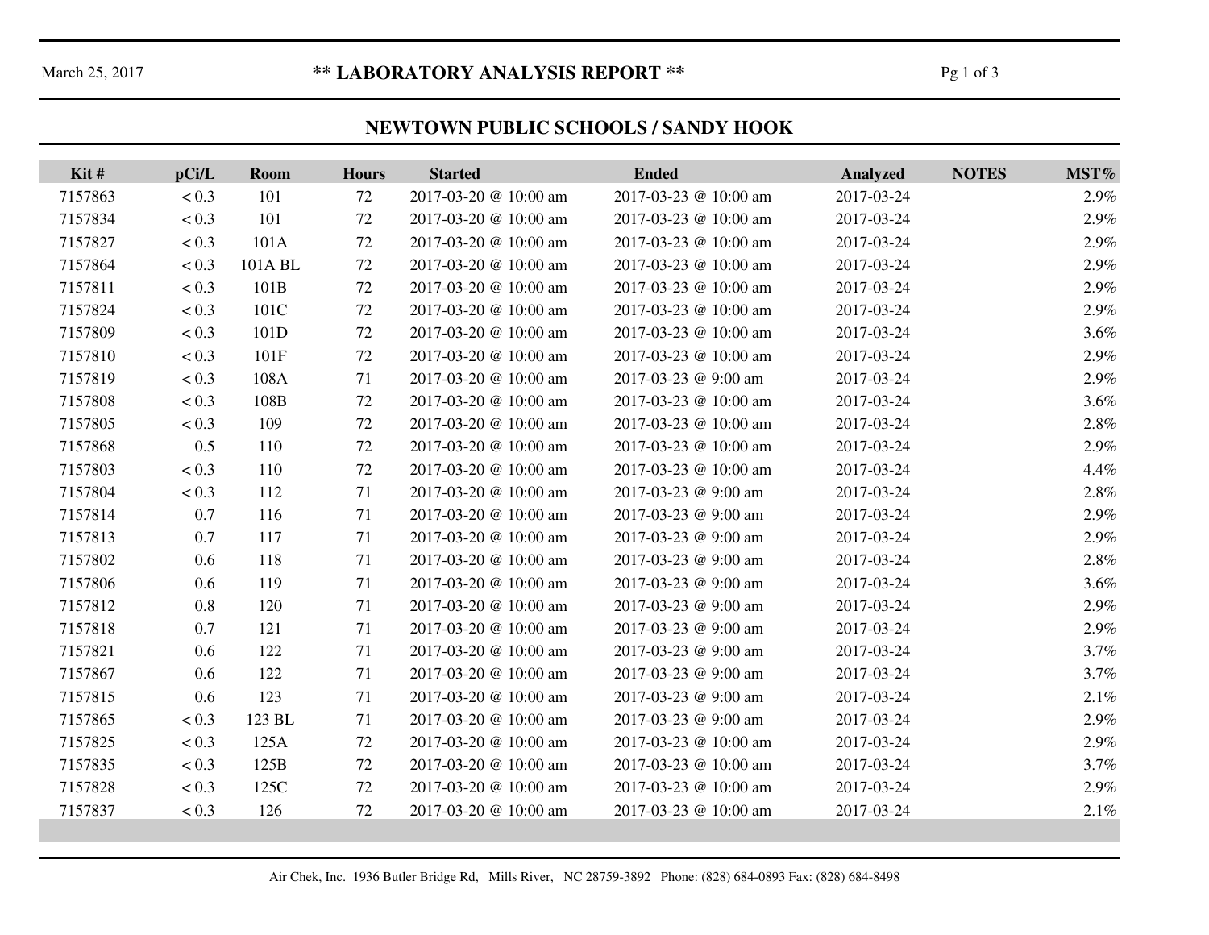March 25, 2017

# ** LABORATORY ANALYSIS REPORT **

## NEWTOWN PUBLIC SCHOOLS / SANDY HOOK

| Kit # | pCi/L | Room | Hours | Started | Ended | Analyzed | NOTES | MST% |
|---|---|---|---|---|---|---|---|---|
| 7157863 | < 0.3 | 101 | 72 | 2017-03-20 @ 10:00 am | 2017-03-23 @ 10:00 am | 2017-03-24 | | 2.9% |
| 7157834 | < 0.3 | 101 | 72 | 2017-03-20 @ 10:00 am | 2017-03-23 @ 10:00 am | 2017-03-24 | | 2.9% |
| 7157827 | < 0.3 | 101A | 72 | 2017-03-20 @ 10:00 am | 2017-03-23 @ 10:00 am | 2017-03-24 | | 2.9% |
| 7157864 | < 0.3 | 101A BL | 72 | 2017-03-20 @ 10:00 am | 2017-03-23 @ 10:00 am | 2017-03-24 | | 2.9% |
| 7157811 | < 0.3 | 101B | 72 | 2017-03-20 @ 10:00 am | 2017-03-23 @ 10:00 am | 2017-03-24 | | 2.9% |
| 7157824 | < 0.3 | 101C | 72 | 2017-03-20 @ 10:00 am | 2017-03-23 @ 10:00 am | 2017-03-24 | | 2.9% |
| 7157809 | < 0.3 | 101D | 72 | 2017-03-20 @ 10:00 am | 2017-03-23 @ 10:00 am | 2017-03-24 | | 3.6% |
| 7157810 | < 0.3 | 101F | 72 | 2017-03-20 @ 10:00 am | 2017-03-23 @ 10:00 am | 2017-03-24 | | 2.9% |
| 7157819 | < 0.3 | 108A | 71 | 2017-03-20 @ 10:00 am | 2017-03-23 @ 9:00 am | 2017-03-24 | | 2.9% |
| 7157808 | < 0.3 | 108B | 72 | 2017-03-20 @ 10:00 am | 2017-03-23 @ 10:00 am | 2017-03-24 | | 3.6% |
| 7157805 | < 0.3 | 109 | 72 | 2017-03-20 @ 10:00 am | 2017-03-23 @ 10:00 am | 2017-03-24 | | 2.8% |
| 7157868 | 0.5 | 110 | 72 | 2017-03-20 @ 10:00 am | 2017-03-23 @ 10:00 am | 2017-03-24 | | 2.9% |
| 7157803 | < 0.3 | 110 | 72 | 2017-03-20 @ 10:00 am | 2017-03-23 @ 10:00 am | 2017-03-24 | | 4.4% |
| 7157804 | < 0.3 | 112 | 71 | 2017-03-20 @ 10:00 am | 2017-03-23 @ 9:00 am | 2017-03-24 | | 2.8% |
| 7157814 | 0.7 | 116 | 71 | 2017-03-20 @ 10:00 am | 2017-03-23 @ 9:00 am | 2017-03-24 | | 2.9% |
| 7157813 | 0.7 | 117 | 71 | 2017-03-20 @ 10:00 am | 2017-03-23 @ 9:00 am | 2017-03-24 | | 2.9% |
| 7157802 | 0.6 | 118 | 71 | 2017-03-20 @ 10:00 am | 2017-03-23 @ 9:00 am | 2017-03-24 | | 2.8% |
| 7157806 | 0.6 | 119 | 71 | 2017-03-20 @ 10:00 am | 2017-03-23 @ 9:00 am | 2017-03-24 | | 3.6% |
| 7157812 | 0.8 | 120 | 71 | 2017-03-20 @ 10:00 am | 2017-03-23 @ 9:00 am | 2017-03-24 | | 2.9% |
| 7157818 | 0.7 | 121 | 71 | 2017-03-20 @ 10:00 am | 2017-03-23 @ 9:00 am | 2017-03-24 | | 2.9% |
| 7157821 | 0.6 | 122 | 71 | 2017-03-20 @ 10:00 am | 2017-03-23 @ 9:00 am | 2017-03-24 | | 3.7% |
| 7157867 | 0.6 | 122 | 71 | 2017-03-20 @ 10:00 am | 2017-03-23 @ 9:00 am | 2017-03-24 | | 3.7% |
| 7157815 | 0.6 | 123 | 71 | 2017-03-20 @ 10:00 am | 2017-03-23 @ 9:00 am | 2017-03-24 | | 2.1% |
| 7157865 | < 0.3 | 123 BL | 71 | 2017-03-20 @ 10:00 am | 2017-03-23 @ 9:00 am | 2017-03-24 | | 2.9% |
| 7157825 | < 0.3 | 125A | 72 | 2017-03-20 @ 10:00 am | 2017-03-23 @ 10:00 am | 2017-03-24 | | 2.9% |
| 7157835 | < 0.3 | 125B | 72 | 2017-03-20 @ 10:00 am | 2017-03-23 @ 10:00 am | 2017-03-24 | | 3.7% |
| 7157828 | < 0.3 | 125C | 72 | 2017-03-20 @ 10:00 am | 2017-03-23 @ 10:00 am | 2017-03-24 | | 2.9% |
| 7157837 | < 0.3 | 126 | 72 | 2017-03-20 @ 10:00 am | 2017-03-23 @ 10:00 am | 2017-03-24 | | 2.1% |

Air Chek, Inc. 1936 Butler Bridge Rd, Mills River, NC 28759-3892 Phone: (828) 684-0893 Fax: (828) 684-8498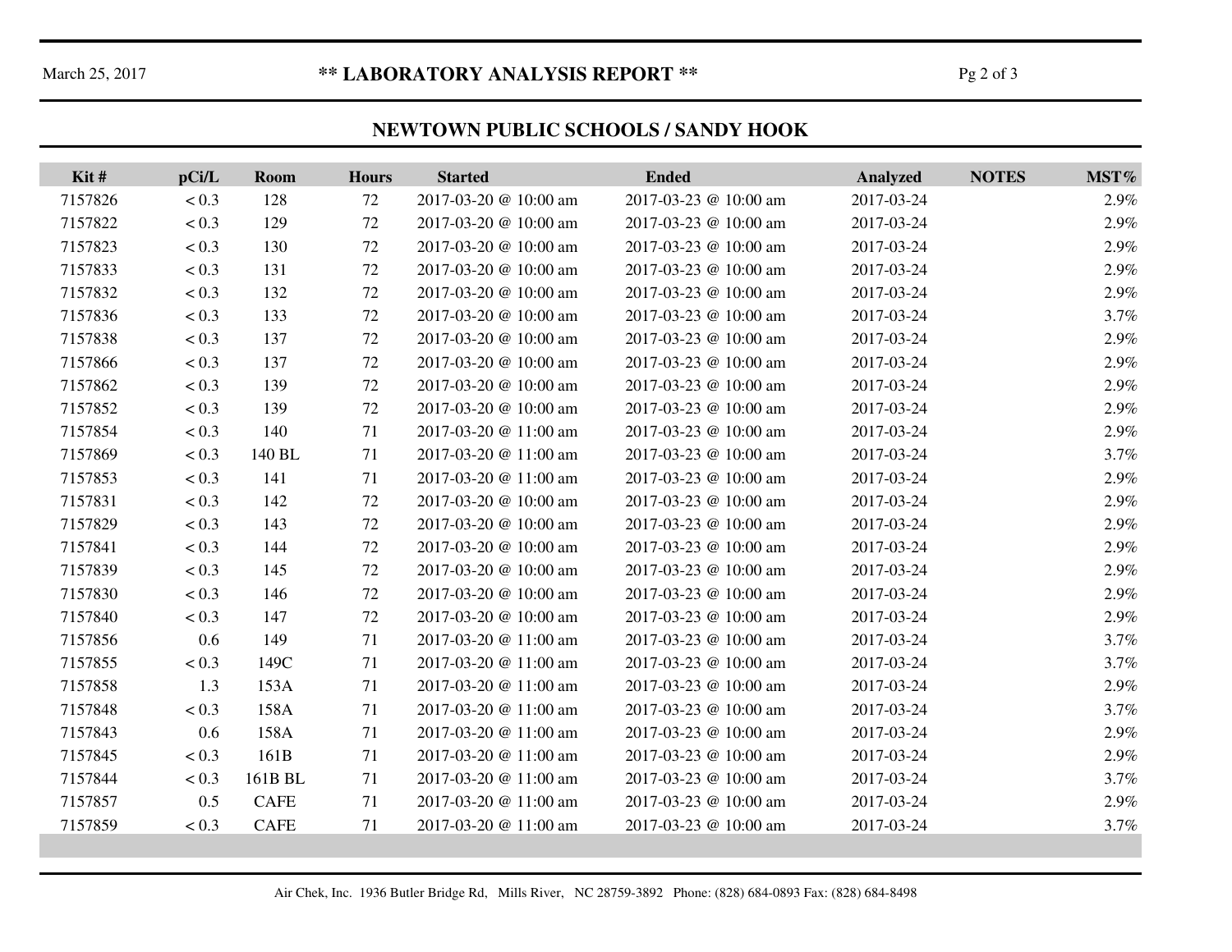## ** LABORATORY ANALYSIS REPORT **

March 25, 2017

### NEWTOWN PUBLIC SCHOOLS / SANDY HOOK

| Kit # | pCi/L | Room | Hours | Started | Ended | Analyzed | NOTES | MST% |
|---|---|---|---|---|---|---|---|---|
| 7157826 | < 0.3 | 128 | 72 | 2017-03-20 @ 10:00 am | 2017-03-23 @ 10:00 am | 2017-03-24 | | 2.9% |
| 7157822 | < 0.3 | 129 | 72 | 2017-03-20 @ 10:00 am | 2017-03-23 @ 10:00 am | 2017-03-24 | | 2.9% |
| 7157823 | < 0.3 | 130 | 72 | 2017-03-20 @ 10:00 am | 2017-03-23 @ 10:00 am | 2017-03-24 | | 2.9% |
| 7157833 | < 0.3 | 131 | 72 | 2017-03-20 @ 10:00 am | 2017-03-23 @ 10:00 am | 2017-03-24 | | 2.9% |
| 7157832 | < 0.3 | 132 | 72 | 2017-03-20 @ 10:00 am | 2017-03-23 @ 10:00 am | 2017-03-24 | | 2.9% |
| 7157836 | < 0.3 | 133 | 72 | 2017-03-20 @ 10:00 am | 2017-03-23 @ 10:00 am | 2017-03-24 | | 3.7% |
| 7157838 | < 0.3 | 137 | 72 | 2017-03-20 @ 10:00 am | 2017-03-23 @ 10:00 am | 2017-03-24 | | 2.9% |
| 7157866 | < 0.3 | 137 | 72 | 2017-03-20 @ 10:00 am | 2017-03-23 @ 10:00 am | 2017-03-24 | | 2.9% |
| 7157862 | < 0.3 | 139 | 72 | 2017-03-20 @ 10:00 am | 2017-03-23 @ 10:00 am | 2017-03-24 | | 2.9% |
| 7157852 | < 0.3 | 139 | 72 | 2017-03-20 @ 10:00 am | 2017-03-23 @ 10:00 am | 2017-03-24 | | 2.9% |
| 7157854 | < 0.3 | 140 | 71 | 2017-03-20 @ 11:00 am | 2017-03-23 @ 10:00 am | 2017-03-24 | | 2.9% |
| 7157869 | < 0.3 | 140 BL | 71 | 2017-03-20 @ 11:00 am | 2017-03-23 @ 10:00 am | 2017-03-24 | | 3.7% |
| 7157853 | < 0.3 | 141 | 71 | 2017-03-20 @ 11:00 am | 2017-03-23 @ 10:00 am | 2017-03-24 | | 2.9% |
| 7157831 | < 0.3 | 142 | 72 | 2017-03-20 @ 10:00 am | 2017-03-23 @ 10:00 am | 2017-03-24 | | 2.9% |
| 7157829 | < 0.3 | 143 | 72 | 2017-03-20 @ 10:00 am | 2017-03-23 @ 10:00 am | 2017-03-24 | | 2.9% |
| 7157841 | < 0.3 | 144 | 72 | 2017-03-20 @ 10:00 am | 2017-03-23 @ 10:00 am | 2017-03-24 | | 2.9% |
| 7157839 | < 0.3 | 145 | 72 | 2017-03-20 @ 10:00 am | 2017-03-23 @ 10:00 am | 2017-03-24 | | 2.9% |
| 7157830 | < 0.3 | 146 | 72 | 2017-03-20 @ 10:00 am | 2017-03-23 @ 10:00 am | 2017-03-24 | | 2.9% |
| 7157840 | < 0.3 | 147 | 72 | 2017-03-20 @ 10:00 am | 2017-03-23 @ 10:00 am | 2017-03-24 | | 2.9% |
| 7157856 | 0.6 | 149 | 71 | 2017-03-20 @ 11:00 am | 2017-03-23 @ 10:00 am | 2017-03-24 | | 3.7% |
| 7157855 | < 0.3 | 149C | 71 | 2017-03-20 @ 11:00 am | 2017-03-23 @ 10:00 am | 2017-03-24 | | 3.7% |
| 7157858 | 1.3 | 153A | 71 | 2017-03-20 @ 11:00 am | 2017-03-23 @ 10:00 am | 2017-03-24 | | 2.9% |
| 7157848 | < 0.3 | 158A | 71 | 2017-03-20 @ 11:00 am | 2017-03-23 @ 10:00 am | 2017-03-24 | | 3.7% |
| 7157843 | 0.6 | 158A | 71 | 2017-03-20 @ 11:00 am | 2017-03-23 @ 10:00 am | 2017-03-24 | | 2.9% |
| 7157845 | < 0.3 | 161B | 71 | 2017-03-20 @ 11:00 am | 2017-03-23 @ 10:00 am | 2017-03-24 | | 2.9% |
| 7157844 | < 0.3 | 161B BL | 71 | 2017-03-20 @ 11:00 am | 2017-03-23 @ 10:00 am | 2017-03-24 | | 3.7% |
| 7157857 | 0.5 | CAFE | 71 | 2017-03-20 @ 11:00 am | 2017-03-23 @ 10:00 am | 2017-03-24 | | 2.9% |
| 7157859 | < 0.3 | CAFE | 71 | 2017-03-20 @ 11:00 am | 2017-03-23 @ 10:00 am | 2017-03-24 | | 3.7% |

Air Chek, Inc. 1936 Butler Bridge Rd, Mills River, NC 28759-3892 Phone: (828) 684-0893 Fax: (828) 684-8498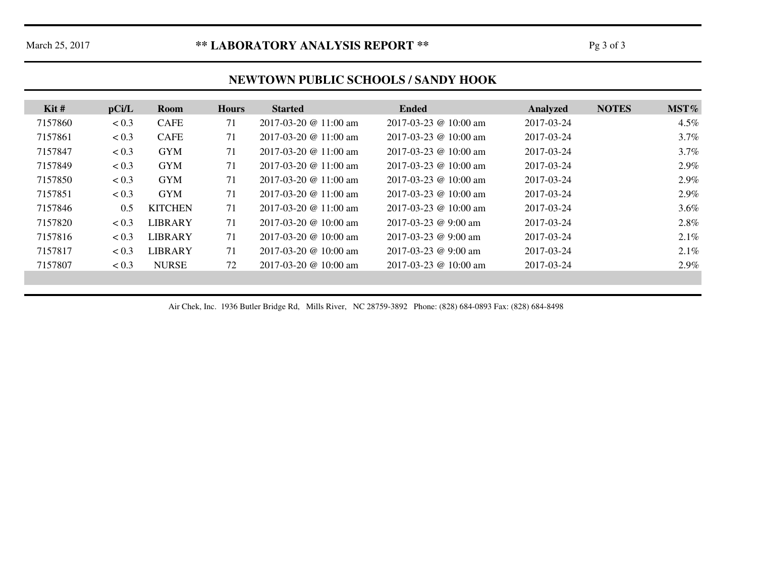March 25, 2017

## ** LABORATORY ANALYSIS REPORT **

### NEWTOWN PUBLIC SCHOOLS / SANDY HOOK

| Kit # | pCi/L | Room | Hours | Started | Ended | Analyzed | NOTES | MST% |
|---|---|---|---|---|---|---|---|---|
| 7157860 | < 0.3 | CAFE | 71 | 2017-03-20 @ 11:00 am | 2017-03-23 @ 10:00 am | 2017-03-24 | | 4.5% |
| 7157861 | < 0.3 | CAFE | 71 | 2017-03-20 @ 11:00 am | 2017-03-23 @ 10:00 am | 2017-03-24 | | 3.7% |
| 7157847 | < 0.3 | GYM | 71 | 2017-03-20 @ 11:00 am | 2017-03-23 @ 10:00 am | 2017-03-24 | | 3.7% |
| 7157849 | < 0.3 | GYM | 71 | 2017-03-20 @ 11:00 am | 2017-03-23 @ 10:00 am | 2017-03-24 | | 2.9% |
| 7157850 | < 0.3 | GYM | 71 | 2017-03-20 @ 11:00 am | 2017-03-23 @ 10:00 am | 2017-03-24 | | 2.9% |
| 7157851 | < 0.3 | GYM | 71 | 2017-03-20 @ 11:00 am | 2017-03-23 @ 10:00 am | 2017-03-24 | | 2.9% |
| 7157846 | 0.5 | KITCHEN | 71 | 2017-03-20 @ 11:00 am | 2017-03-23 @ 10:00 am | 2017-03-24 | | 3.6% |
| 7157820 | < 0.3 | LIBRARY | 71 | 2017-03-20 @ 10:00 am | 2017-03-23 @ 9:00 am | 2017-03-24 | | 2.8% |
| 7157816 | < 0.3 | LIBRARY | 71 | 2017-03-20 @ 10:00 am | 2017-03-23 @ 9:00 am | 2017-03-24 | | 2.1% |
| 7157817 | < 0.3 | LIBRARY | 71 | 2017-03-20 @ 10:00 am | 2017-03-23 @ 9:00 am | 2017-03-24 | | 2.1% |
| 7157807 | < 0.3 | NURSE | 72 | 2017-03-20 @ 10:00 am | 2017-03-23 @ 10:00 am | 2017-03-24 | | 2.9% |

Air Chek, Inc. 1936 Butler Bridge Rd, Mills River, NC 28759-3892 Phone: (828) 684-0893 Fax: (828) 684-8498